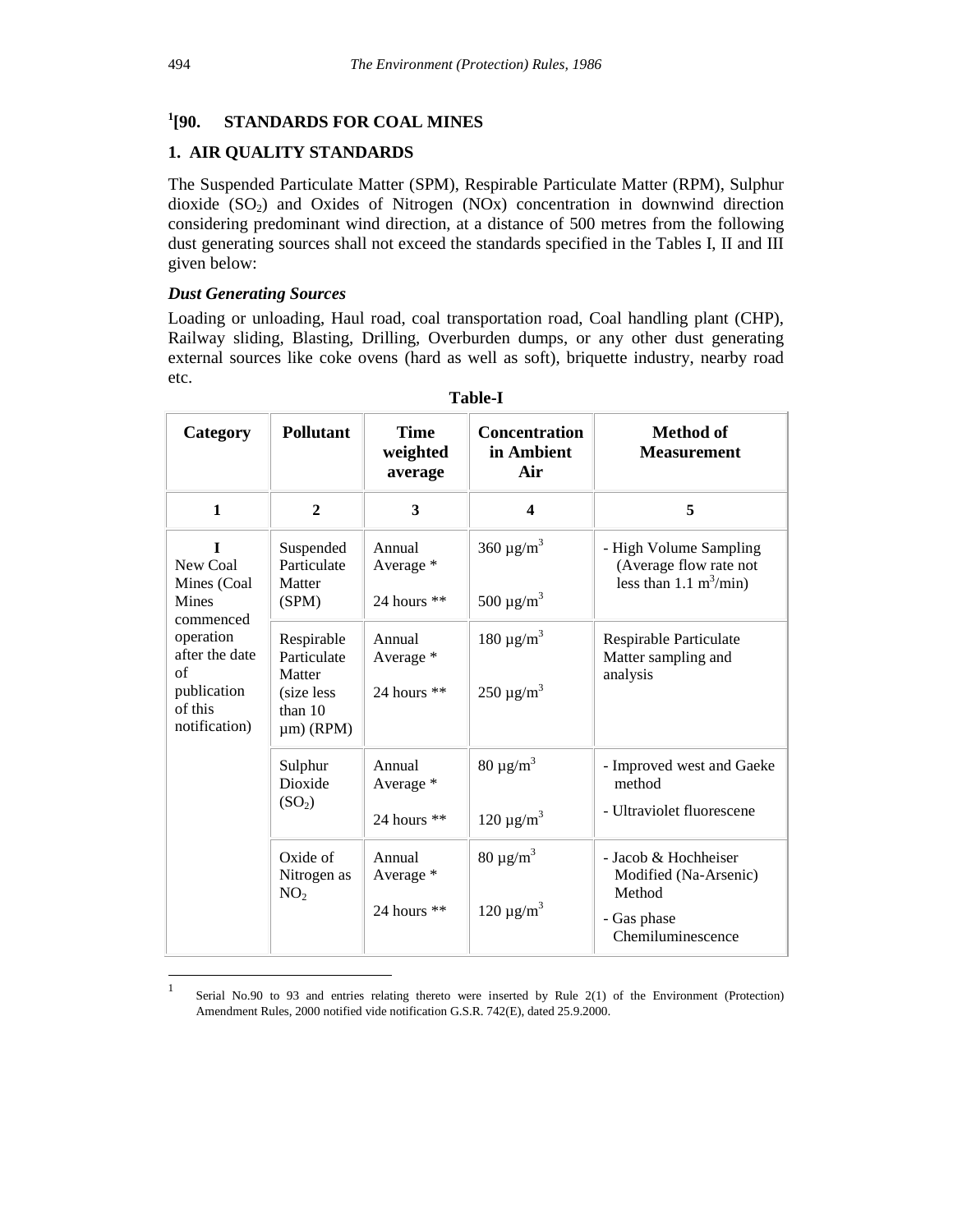## [1][90. STANDARDS FOR COAL MINES

### 1. AIR QUALITY STANDARDS

The Suspended Particulate Matter (SPM), Respirable Particulate Matter (RPM), Sulphur dioxide ($SO_2$) and Oxides of Nitrogen (NOx) concentration in downwind direction considering predominant wind direction, at a distance of 500 metres from the following dust generating sources shall not exceed the standards specified in the Tables I, II and III given below:

***Dust Generating Sources***

Loading or unloading, Haul road, coal transportation road, Coal handling plant (CHP), Railway sliding, Blasting, Drilling, Overburden dumps, or any other dust generating external sources like coke ovens (hard as well as soft), briquette industry, nearby road etc.

**Table-I**

| Category | Pollutant | Time weighted average | Concentration in Ambient Air | Method of Measurement |
|---|---|---|---|---|
| 1 | 2 | 3 | 4 | 5 |
| I New Coal Mines (Coal Mines commenced operation after the date of publication of this notification) | Suspended Particulate Matter (SPM) | Annual Average *<br>24 hours ** | 360 µg/m$^3$<br>500 µg/m$^3$ | - High Volume Sampling (Average flow rate not less than 1.1 m$^3$/min) |
| | Respirable Particulate Matter (size less than 10 µm) (RPM) | Annual Average *<br>24 hours ** | 180 µg/m$^3$<br>250 µg/m$^3$ | Respirable Particulate Matter sampling and analysis |
| | Sulphur Dioxide ($SO_2$) | Annual Average *<br>24 hours ** | 80 µg/m$^3$<br>120 µg/m$^3$ | - Improved west and Gaeke method<br>- Ultraviolet fluorescene |
| | Oxide of Nitrogen as $NO_2$ | Annual Average *<br>24 hours ** | 80 µg/m$^3$<br>120 µg/m$^3$ | - Jacob & Hochheiser Modified (Na-Arsenic) Method<br>- Gas phase Chemiluminescence |

[1] Serial No.90 to 93 and entries relating thereto were inserted by Rule 2(1) of the Environment (Protection) Amendment Rules, 2000 notified vide notification G.S.R. 742(E), dated 25.9.2000.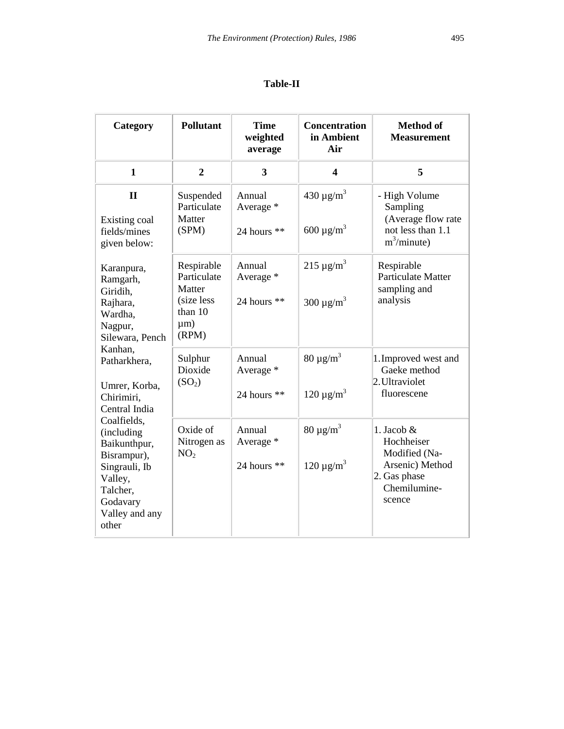**Table-II**

| Category | Pollutant | Time weighted average | Concentration in Ambient Air | Method of Measurement |
|---|---|---|---|---|
| 1 | 2 | 3 | 4 | 5 |
| **II**<br><br>Existing coal fields/mines given below:<br><br>Karanpura, Ramgarh, Giridih, Rajhara, Wardha, Nagpur, Silewara, Pench Kanhan, Patharkhera,<br><br>Umrer, Korba, Chirimiri, Central India Coalfields, (including Baikunthpur, Bisrampur), Singrauli, Ib Valley, Talcher, Godavary Valley and any other | Suspended Particulate Matter (SPM) | Annual Average *<br><br>24 hours ** | 430 µg/m$^3$<br><br>600 µg/m$^3$ | - High Volume Sampling (Average flow rate not less than 1.1 m$^3$/minute) |
| | Respirable Particulate Matter (size less than 10 µm) (RPM) | Annual Average *<br><br>24 hours ** | 215 µg/m$^3$<br><br>300 µg/m$^3$ | Respirable Particulate Matter sampling and analysis |
| | Sulphur Dioxide ($SO_2$) | Annual Average *<br><br>24 hours ** | 80 µg/m$^3$<br><br>120 µg/m$^3$ | 1. Improved west and Gaeke method<br>2. Ultraviolet fluorescene |
| | Oxide of Nitrogen as $NO_2$ | Annual Average *<br><br>24 hours ** | 80 µg/m$^3$<br><br>120 µg/m$^3$ | 1. Jacob & Hochheiser Modified (Na-Arsenic) Method<br>2. Gas phase Chemilumine-scence |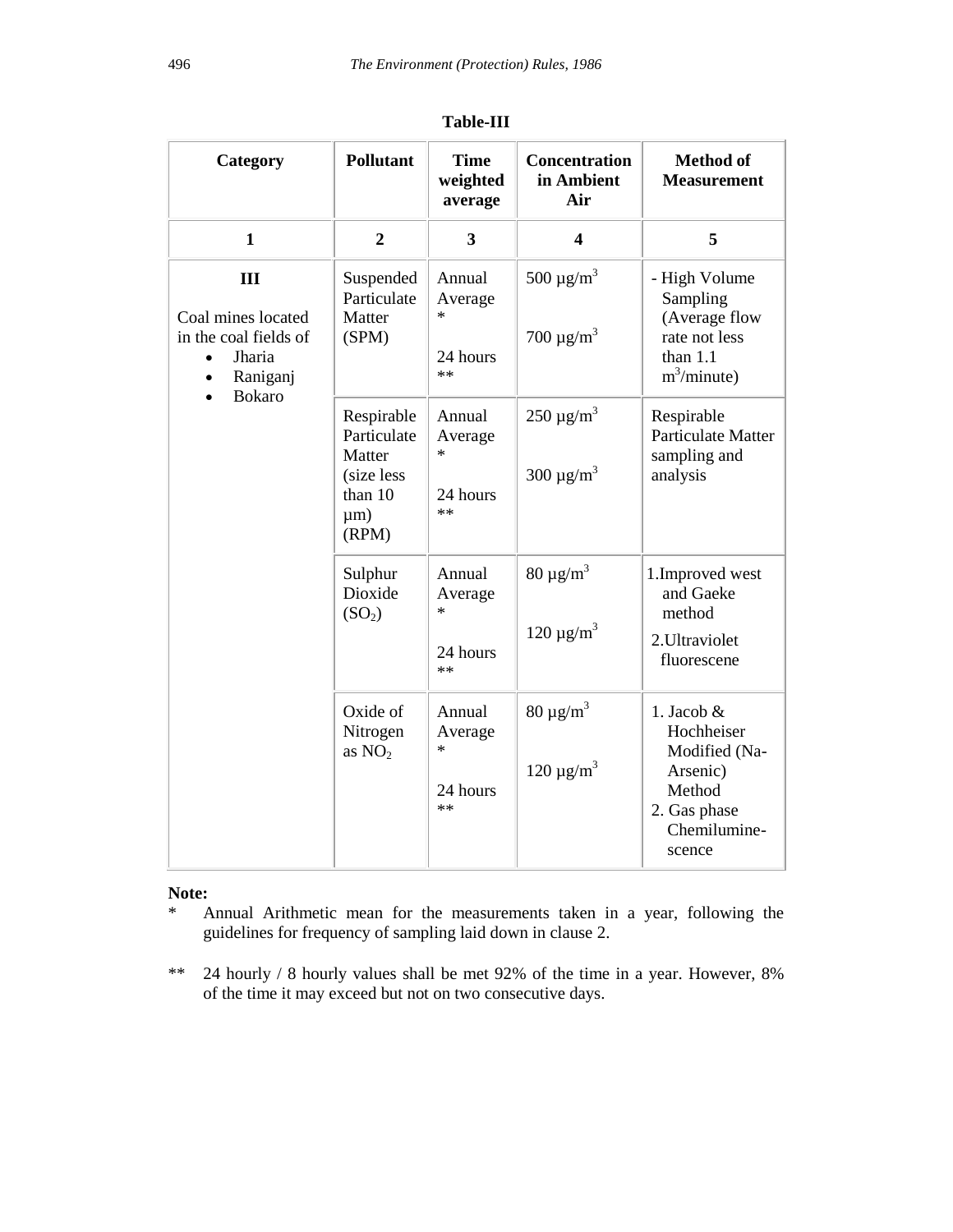**Table-III**

| Category | Pollutant | Time weighted average | Concentration in Ambient Air | Method of Measurement |
|---|---|---|---|---|
| 1 | 2 | 3 | 4 | 5 |
| **III** Coal mines located in the coal fields of • Jharia • Raniganj • Bokaro | Suspended Particulate Matter (SPM) | Annual Average * <br> 24 hours ** | 500 µg/m$^3$ <br> 700 µg/m$^3$ | - High Volume Sampling (Average flow rate not less than 1.1 m$^3$/minute) |
| | Respirable Particulate Matter (size less than 10 µm) (RPM) | Annual Average * <br> 24 hours ** | 250 µg/m$^3$ <br> 300 µg/m$^3$ | Respirable Particulate Matter sampling and analysis |
| | Sulphur Dioxide ($SO_2$) | Annual Average * <br> 24 hours ** | 80 µg/m$^3$ <br> 120 µg/m$^3$ | 1.Improved west and Gaeke method <br> 2.Ultraviolet fluorescene |
| | Oxide of Nitrogen as $NO_2$ | Annual Average * <br> 24 hours ** | 80 µg/m$^3$ <br> 120 µg/m$^3$ | 1. Jacob & Hochheiser Modified (Na-Arsenic) Method <br> 2. Gas phase Chemilumine-scence |

**Note:**

\* Annual Arithmetic mean for the measurements taken in a year, following the guidelines for frequency of sampling laid down in clause 2.

\*\* 24 hourly / 8 hourly values shall be met 92% of the time in a year. However, 8% of the time it may exceed but not on two consecutive days.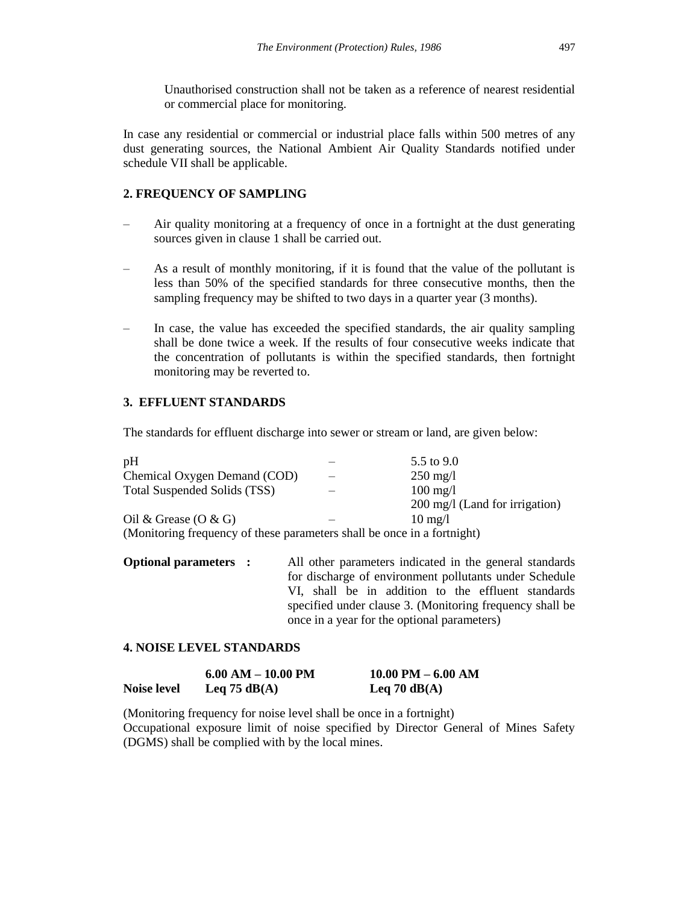Unauthorised construction shall not be taken as a reference of nearest residential or commercial place for monitoring.

In case any residential or commercial or industrial place falls within 500 metres of any dust generating sources, the National Ambient Air Quality Standards notified under schedule VII shall be applicable.

**2. FREQUENCY OF SAMPLING**

- Air quality monitoring at a frequency of once in a fortnight at the dust generating sources given in clause 1 shall be carried out.
- As a result of monthly monitoring, if it is found that the value of the pollutant is less than 50% of the specified standards for three consecutive months, then the sampling frequency may be shifted to two days in a quarter year (3 months).
- In case, the value has exceeded the specified standards, the air quality sampling shall be done twice a week. If the results of four consecutive weeks indicate that the concentration of pollutants is within the specified standards, then fortnight monitoring may be reverted to.

**3. EFFLUENT STANDARDS**

The standards for effluent discharge into sewer or stream or land, are given below:

| | | |
|---|---|---|
| pH | – | 5.5 to 9.0 |
| Chemical Oxygen Demand (COD) | – | 250 mg/l |
| Total Suspended Solids (TSS) | – | 100 mg/l |
| | | 200 mg/l (Land for irrigation) |
| Oil & Grease (O & G) | – | 10 mg/l |

(Monitoring frequency of these parameters shall be once in a fortnight)

**Optional parameters :** All other parameters indicated in the general standards for discharge of environment pollutants under Schedule VI, shall be in addition to the effluent standards specified under clause 3. (Monitoring frequency shall be once in a year for the optional parameters)

**4. NOISE LEVEL STANDARDS**

| | **6.00 AM – 10.00 PM** | **10.00 PM – 6.00 AM** |
|---|---|---|
| **Noise level** | **Leq 75 dB(A)** | **Leq 70 dB(A)** |

(Monitoring frequency for noise level shall be once in a fortnight)
Occupational exposure limit of noise specified by Director General of Mines Safety (DGMS) shall be complied with by the local mines.